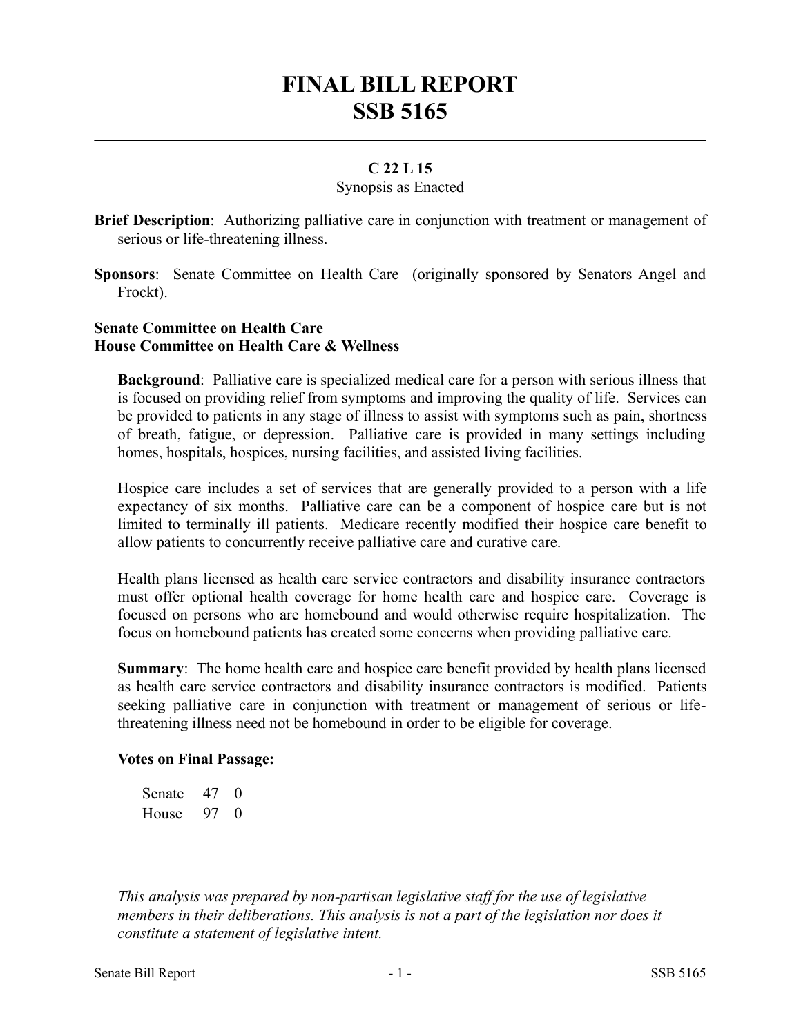# FINAL BILL REPORT
# SSB 5165

## C 22 L 15

Synopsis as Enacted

**Brief Description**: Authorizing palliative care in conjunction with treatment or management of serious or life-threatening illness.

**Sponsors**: Senate Committee on Health Care (originally sponsored by Senators Angel and Frockt).

**Senate Committee on Health Care**
**House Committee on Health Care & Wellness**

**Background**: Palliative care is specialized medical care for a person with serious illness that is focused on providing relief from symptoms and improving the quality of life. Services can be provided to patients in any stage of illness to assist with symptoms such as pain, shortness of breath, fatigue, or depression. Palliative care is provided in many settings including homes, hospitals, hospices, nursing facilities, and assisted living facilities.

Hospice care includes a set of services that are generally provided to a person with a life expectancy of six months. Palliative care can be a component of hospice care but is not limited to terminally ill patients. Medicare recently modified their hospice care benefit to allow patients to concurrently receive palliative care and curative care.

Health plans licensed as health care service contractors and disability insurance contractors must offer optional health coverage for home health care and hospice care. Coverage is focused on persons who are homebound and would otherwise require hospitalization. The focus on homebound patients has created some concerns when providing palliative care.

**Summary**: The home health care and hospice care benefit provided by health plans licensed as health care service contractors and disability insurance contractors is modified. Patients seeking palliative care in conjunction with treatment or management of serious or life-threatening illness need not be homebound in order to be eligible for coverage.

**Votes on Final Passage:**

| | | |
|---|---|---|
| Senate | 47 | 0 |
| House | 97 | 0 |

---

*This analysis was prepared by non-partisan legislative staff for the use of legislative members in their deliberations. This analysis is not a part of the legislation nor does it constitute a statement of legislative intent.*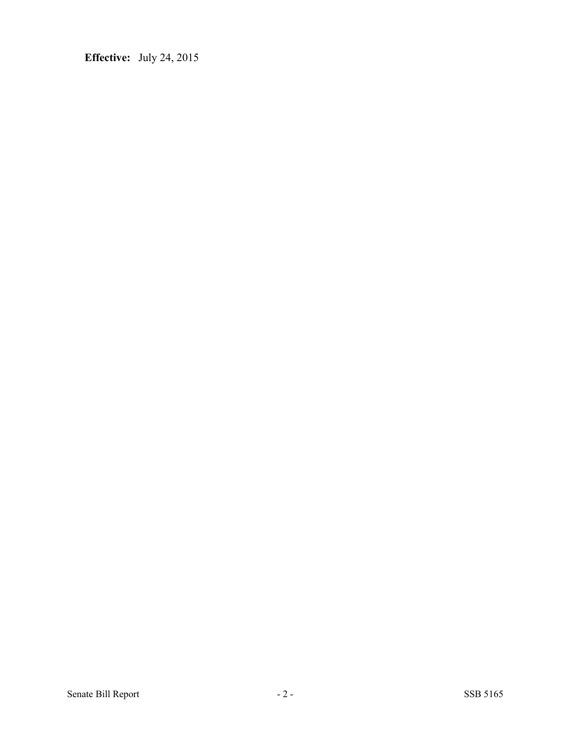**Effective:** July 24, 2015